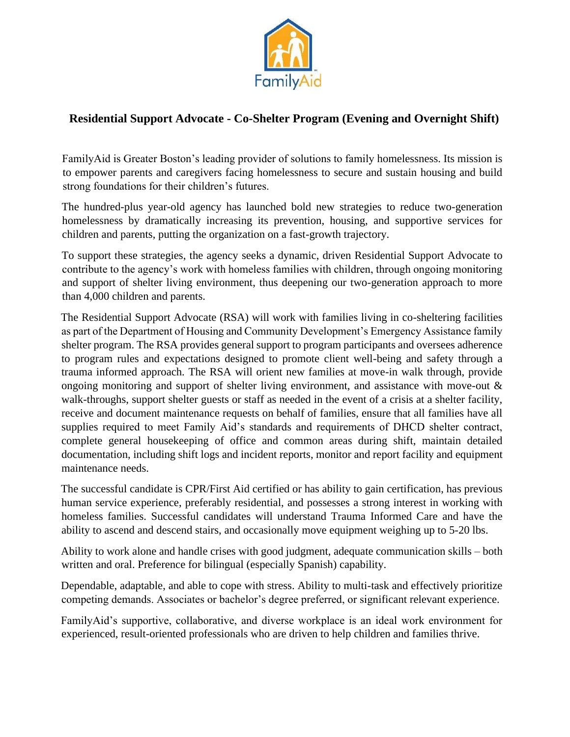FamilyAid

## Residential Support Advocate - Co-Shelter Program (Evening and Overnight Shift)

FamilyAid is Greater Boston's leading provider of solutions to family homelessness. Its mission is to empower parents and caregivers facing homelessness to secure and sustain housing and build strong foundations for their children's futures.

The hundred-plus year-old agency has launched bold new strategies to reduce two-generation homelessness by dramatically increasing its prevention, housing, and supportive services for children and parents, putting the organization on a fast-growth trajectory.

To support these strategies, the agency seeks a dynamic, driven Residential Support Advocate to contribute to the agency's work with homeless families with children, through ongoing monitoring and support of shelter living environment, thus deepening our two-generation approach to more than 4,000 children and parents.

The Residential Support Advocate (RSA) will work with families living in co-sheltering facilities as part of the Department of Housing and Community Development's Emergency Assistance family shelter program. The RSA provides general support to program participants and oversees adherence to program rules and expectations designed to promote client well-being and safety through a trauma informed approach. The RSA will orient new families at move-in walk through, provide ongoing monitoring and support of shelter living environment, and assistance with move-out & walk-throughs, support shelter guests or staff as needed in the event of a crisis at a shelter facility, receive and document maintenance requests on behalf of families, ensure that all families have all supplies required to meet Family Aid's standards and requirements of DHCD shelter contract, complete general housekeeping of office and common areas during shift, maintain detailed documentation, including shift logs and incident reports, monitor and report facility and equipment maintenance needs.

The successful candidate is CPR/First Aid certified or has ability to gain certification, has previous human service experience, preferably residential, and possesses a strong interest in working with homeless families. Successful candidates will understand Trauma Informed Care and have the ability to ascend and descend stairs, and occasionally move equipment weighing up to 5-20 lbs.

Ability to work alone and handle crises with good judgment, adequate communication skills – both written and oral. Preference for bilingual (especially Spanish) capability.

Dependable, adaptable, and able to cope with stress. Ability to multi-task and effectively prioritize competing demands. Associates or bachelor's degree preferred, or significant relevant experience.

FamilyAid's supportive, collaborative, and diverse workplace is an ideal work environment for experienced, result-oriented professionals who are driven to help children and families thrive.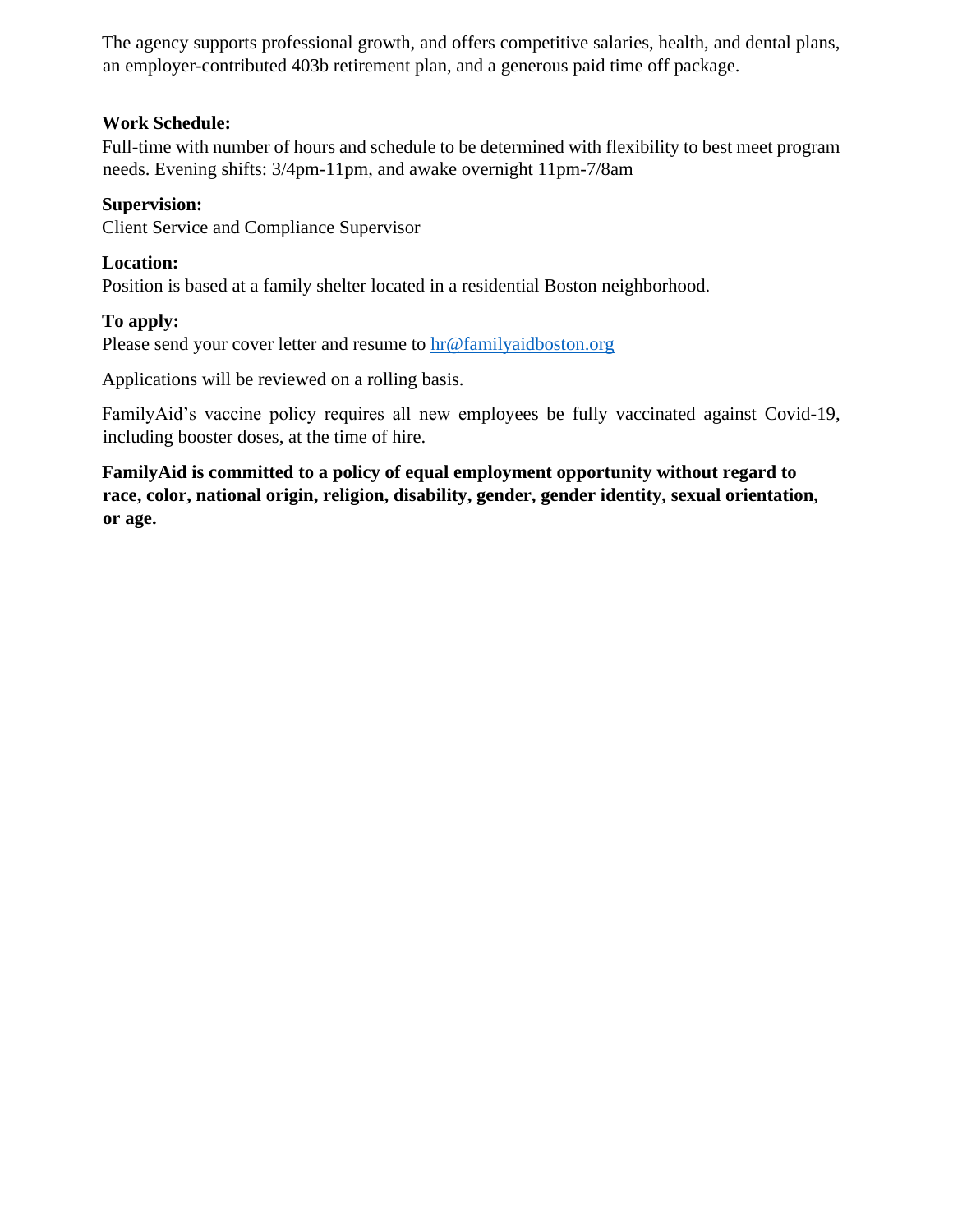The agency supports professional growth, and offers competitive salaries, health, and dental plans, an employer-contributed 403b retirement plan, and a generous paid time off package.

**Work Schedule:**

Full-time with number of hours and schedule to be determined with flexibility to best meet program needs. Evening shifts: 3/4pm-11pm, and awake overnight 11pm-7/8am

**Supervision:**

Client Service and Compliance Supervisor

**Location:**

Position is based at a family shelter located in a residential Boston neighborhood.

**To apply:**

Please send your cover letter and resume to hr@familyaidboston.org

Applications will be reviewed on a rolling basis.

FamilyAid's vaccine policy requires all new employees be fully vaccinated against Covid-19, including booster doses, at the time of hire.

**FamilyAid is committed to a policy of equal employment opportunity without regard to race, color, national origin, religion, disability, gender, gender identity, sexual orientation, or age.**